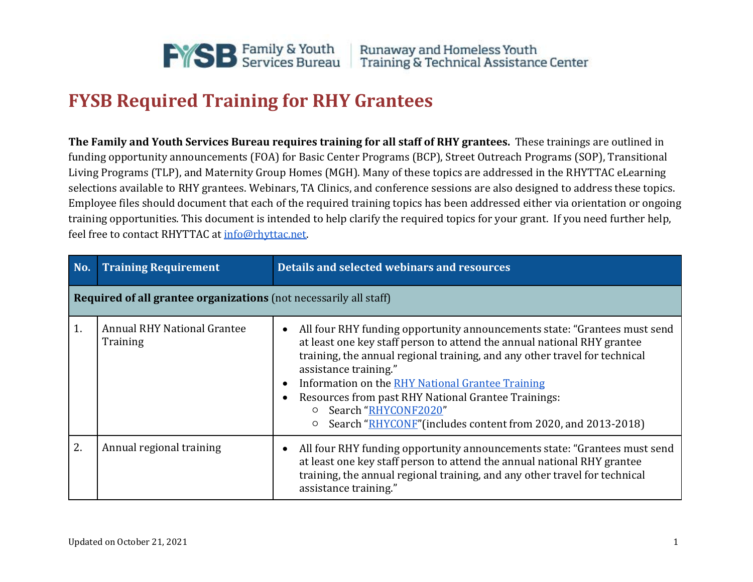# FYSB Required Training for RHY Grantees

**The Family and Youth Services Bureau requires training for all staff of RHY grantees.** These trainings are outlined in funding opportunity announcements (FOA) for Basic Center Programs (BCP), Street Outreach Programs (SOP), Transitional Living Programs (TLP), and Maternity Group Homes (MGH). Many of these topics are addressed in the RHYTTAC eLearning selections available to RHY grantees. Webinars, TA Clinics, and conference sessions are also designed to address these topics. Employee files should document that each of the required training topics has been addressed either via orientation or ongoing training opportunities. This document is intended to help clarify the required topics for your grant. If you need further help, feel free to contact RHYTTAC at info@rhyttac.net.

| No. | Training Requirement | Details and selected webinars and resources |
|---|---|---|
| **Required of all grantee organizations** (not necessarily all staff) | | |
| 1. | Annual RHY National Grantee Training | • All four RHY funding opportunity announcements state: "Grantees must send at least one key staff person to attend the annual national RHY grantee training, the annual regional training, and any other travel for technical assistance training."<br>• Information on the RHY National Grantee Training<br>• Resources from past RHY National Grantee Trainings:<br>  ○ Search "RHYCONF2020"<br>  ○ Search "RHYCONF"(includes content from 2020, and 2013-2018) |
| 2. | Annual regional training | • All four RHY funding opportunity announcements state: "Grantees must send at least one key staff person to attend the annual national RHY grantee training, the annual regional training, and any other travel for technical assistance training." |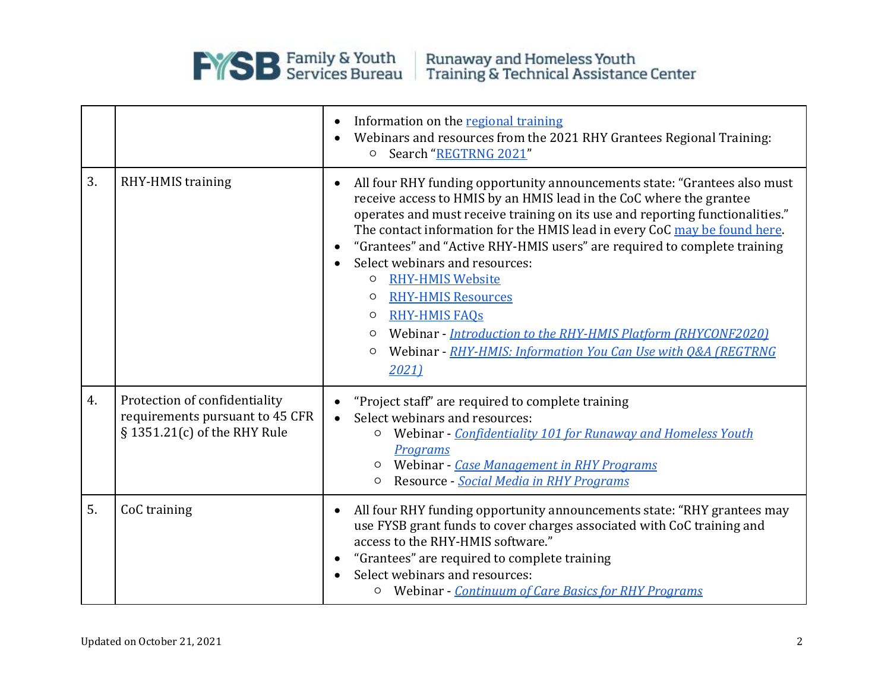|  |  |  |
|---|---|---|
|  |  | • Information on the [regional training](#)<br>• Webinars and resources from the 2021 RHY Grantees Regional Training:<br>  ○ Search "[REGTRNG 2021](#)" |
| 3. | RHY-HMIS training | • All four RHY funding opportunity announcements state: "Grantees also must receive access to HMIS by an HMIS lead in the CoC where the grantee operates and must receive training on its use and reporting functionalities." The contact information for the HMIS lead in every CoC [may be found here](#).<br>• "Grantees" and "Active RHY-HMIS users" are required to complete training<br>• Select webinars and resources:<br>  ○ [RHY-HMIS Website](#)<br>  ○ [RHY-HMIS Resources](#)<br>  ○ [RHY-HMIS FAQs](#)<br>  ○ Webinar - *[Introduction to the RHY-HMIS Platform (RHYCONF2020)](#)*<br>  ○ Webinar - *[RHY-HMIS: Information You Can Use with Q&A (REGTRNG 2021)](#)* |
| 4. | Protection of confidentiality requirements pursuant to 45 CFR § 1351.21(c) of the RHY Rule | • "Project staff" are required to complete training<br>• Select webinars and resources:<br>  ○ Webinar - *[Confidentiality 101 for Runaway and Homeless Youth Programs](#)*<br>  ○ Webinar - *[Case Management in RHY Programs](#)*<br>  ○ Resource - *[Social Media in RHY Programs](#)* |
| 5. | CoC training | • All four RHY funding opportunity announcements state: "RHY grantees may use FYSB grant funds to cover charges associated with CoC training and access to the RHY-HMIS software."<br>• "Grantees" are required to complete training<br>• Select webinars and resources:<br>  ○ Webinar - *[Continuum of Care Basics for RHY Programs](#)* |

Updated on October 21, 2021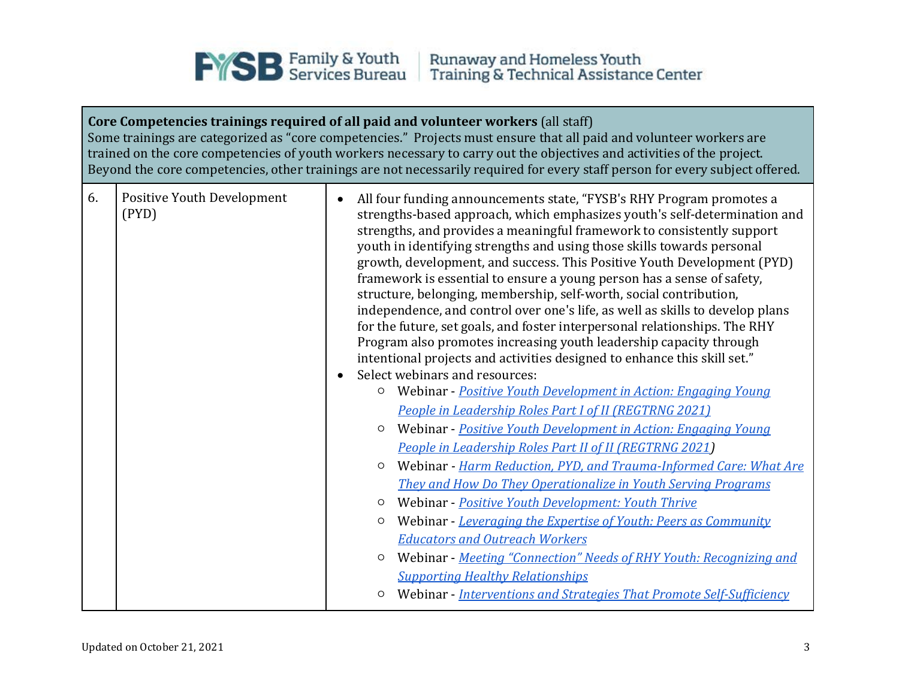| Core Competencies trainings required of all paid and volunteer workers (all staff) Some trainings are categorized as "core competencies." Projects must ensure that all paid and volunteer workers are trained on the core competencies of youth workers necessary to carry out the objectives and activities of the project. Beyond the core competencies, other trainings are not necessarily required for every staff person for every subject offered. | | |
|---|---|---|
| 6. | Positive Youth Development (PYD) | • All four funding announcements state, "FYSB's RHY Program promotes a strengths-based approach, which emphasizes youth's self-determination and strengths, and provides a meaningful framework to consistently support youth in identifying strengths and using those skills towards personal growth, development, and success. This Positive Youth Development (PYD) framework is essential to ensure a young person has a sense of safety, structure, belonging, membership, self-worth, social contribution, independence, and control over one's life, as well as skills to develop plans for the future, set goals, and foster interpersonal relationships. The RHY Program also promotes increasing youth leadership capacity through intentional projects and activities designed to enhance this skill set."<br>• Select webinars and resources:<br>  ○ Webinar - *Positive Youth Development in Action: Engaging Young People in Leadership Roles Part I of II (REGTRNG 2021)*<br>  ○ Webinar - *Positive Youth Development in Action: Engaging Young People in Leadership Roles Part II of II (REGTRNG 2021)*<br>  ○ Webinar - *Harm Reduction, PYD, and Trauma-Informed Care: What Are They and How Do They Operationalize in Youth Serving Programs*<br>  ○ Webinar - *Positive Youth Development: Youth Thrive*<br>  ○ Webinar - *Leveraging the Expertise of Youth: Peers as Community Educators and Outreach Workers*<br>  ○ Webinar - *Meeting "Connection" Needs of RHY Youth: Recognizing and Supporting Healthy Relationships*<br>  ○ Webinar - *Interventions and Strategies That Promote Self-Sufficiency* |

Updated on October 21, 2021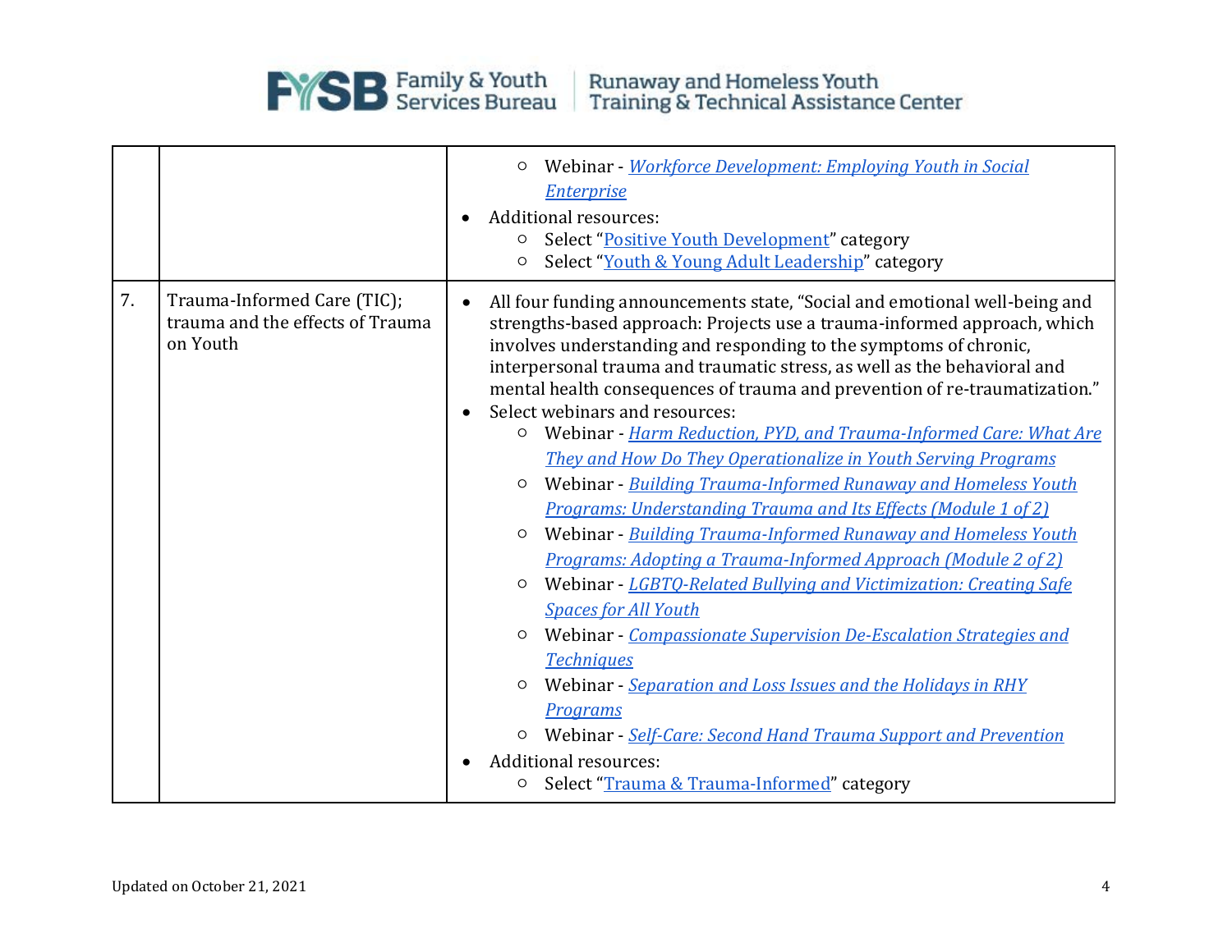| | | |
|---|---|---|
| | | ◦ Webinar - *Workforce Development: Employing Youth in Social Enterprise*<br>• Additional resources:<br>◦ Select "Positive Youth Development" category<br>◦ Select "Youth & Young Adult Leadership" category |
| 7. | Trauma-Informed Care (TIC); trauma and the effects of Trauma on Youth | • All four funding announcements state, "Social and emotional well-being and strengths-based approach: Projects use a trauma-informed approach, which involves understanding and responding to the symptoms of chronic, interpersonal trauma and traumatic stress, as well as the behavioral and mental health consequences of trauma and prevention of re-traumatization."<br>• Select webinars and resources:<br>◦ Webinar - *Harm Reduction, PYD, and Trauma-Informed Care: What Are They and How Do They Operationalize in Youth Serving Programs*<br>◦ Webinar - *Building Trauma-Informed Runaway and Homeless Youth Programs: Understanding Trauma and Its Effects (Module 1 of 2)*<br>◦ Webinar - *Building Trauma-Informed Runaway and Homeless Youth Programs: Adopting a Trauma-Informed Approach (Module 2 of 2)*<br>◦ Webinar - *LGBTQ-Related Bullying and Victimization: Creating Safe Spaces for All Youth*<br>◦ Webinar - *Compassionate Supervision De-Escalation Strategies and Techniques*<br>◦ Webinar - *Separation and Loss Issues and the Holidays in RHY Programs*<br>◦ Webinar - *Self-Care: Second Hand Trauma Support and Prevention*<br>• Additional resources:<br>◦ Select "Trauma & Trauma-Informed" category |

Updated on October 21, 2021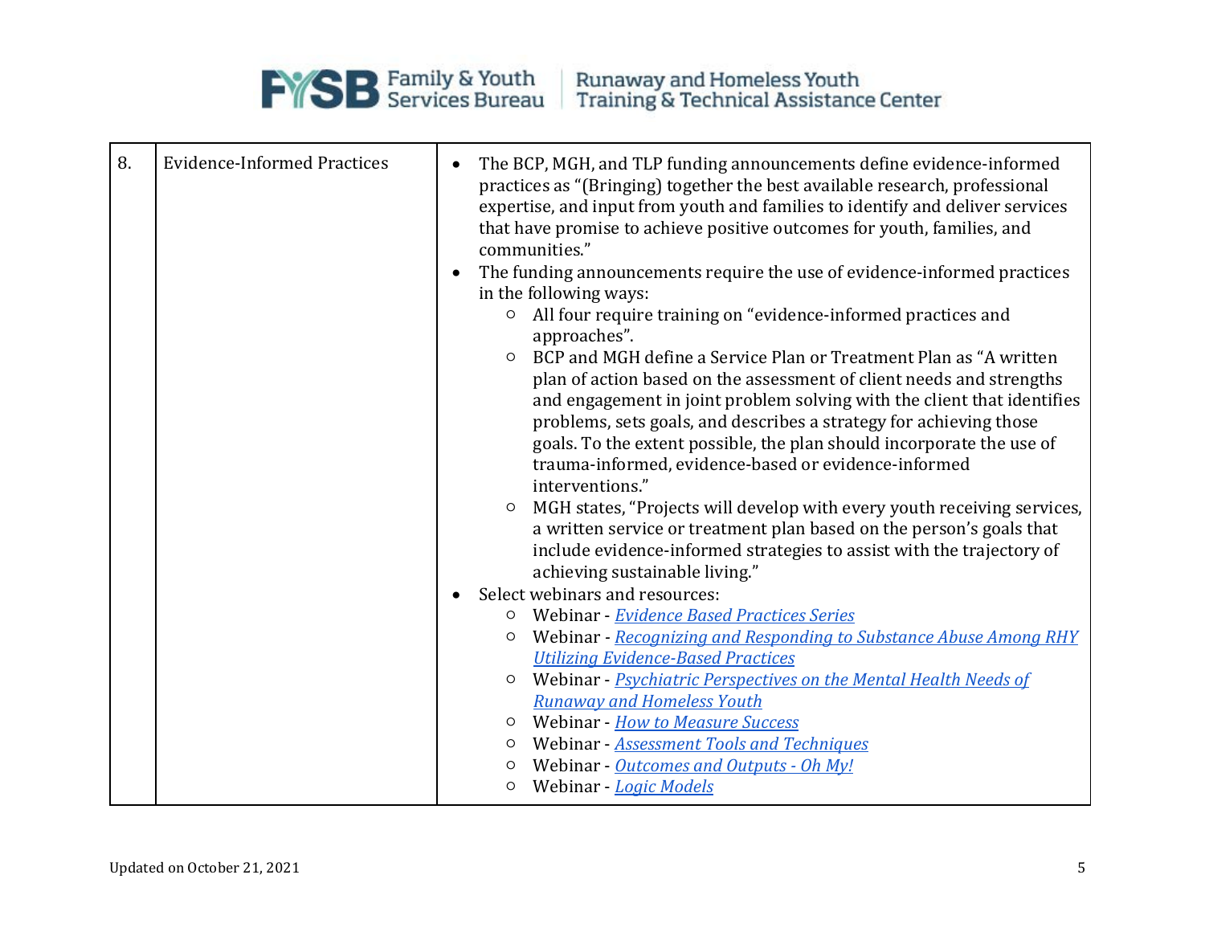| | | |
|---|---|---|
| 8. | Evidence-Informed Practices | • The BCP, MGH, and TLP funding announcements define evidence-informed practices as "(Bringing) together the best available research, professional expertise, and input from youth and families to identify and deliver services that have promise to achieve positive outcomes for youth, families, and communities."<br>• The funding announcements require the use of evidence-informed practices in the following ways:<br>  ○ All four require training on "evidence-informed practices and approaches".<br>  ○ BCP and MGH define a Service Plan or Treatment Plan as "A written plan of action based on the assessment of client needs and strengths and engagement in joint problem solving with the client that identifies problems, sets goals, and describes a strategy for achieving those goals. To the extent possible, the plan should incorporate the use of trauma-informed, evidence-based or evidence-informed interventions."<br>  ○ MGH states, "Projects will develop with every youth receiving services, a written service or treatment plan based on the person's goals that include evidence-informed strategies to assist with the trajectory of achieving sustainable living."<br>• Select webinars and resources:<br>  ○ Webinar - *Evidence Based Practices Series*<br>  ○ Webinar - *Recognizing and Responding to Substance Abuse Among RHY Utilizing Evidence-Based Practices*<br>  ○ Webinar - *Psychiatric Perspectives on the Mental Health Needs of Runaway and Homeless Youth*<br>  ○ Webinar - *How to Measure Success*<br>  ○ Webinar - *Assessment Tools and Techniques*<br>  ○ Webinar - *Outcomes and Outputs - Oh My!*<br>  ○ Webinar - *Logic Models* |

Updated on October 21, 2021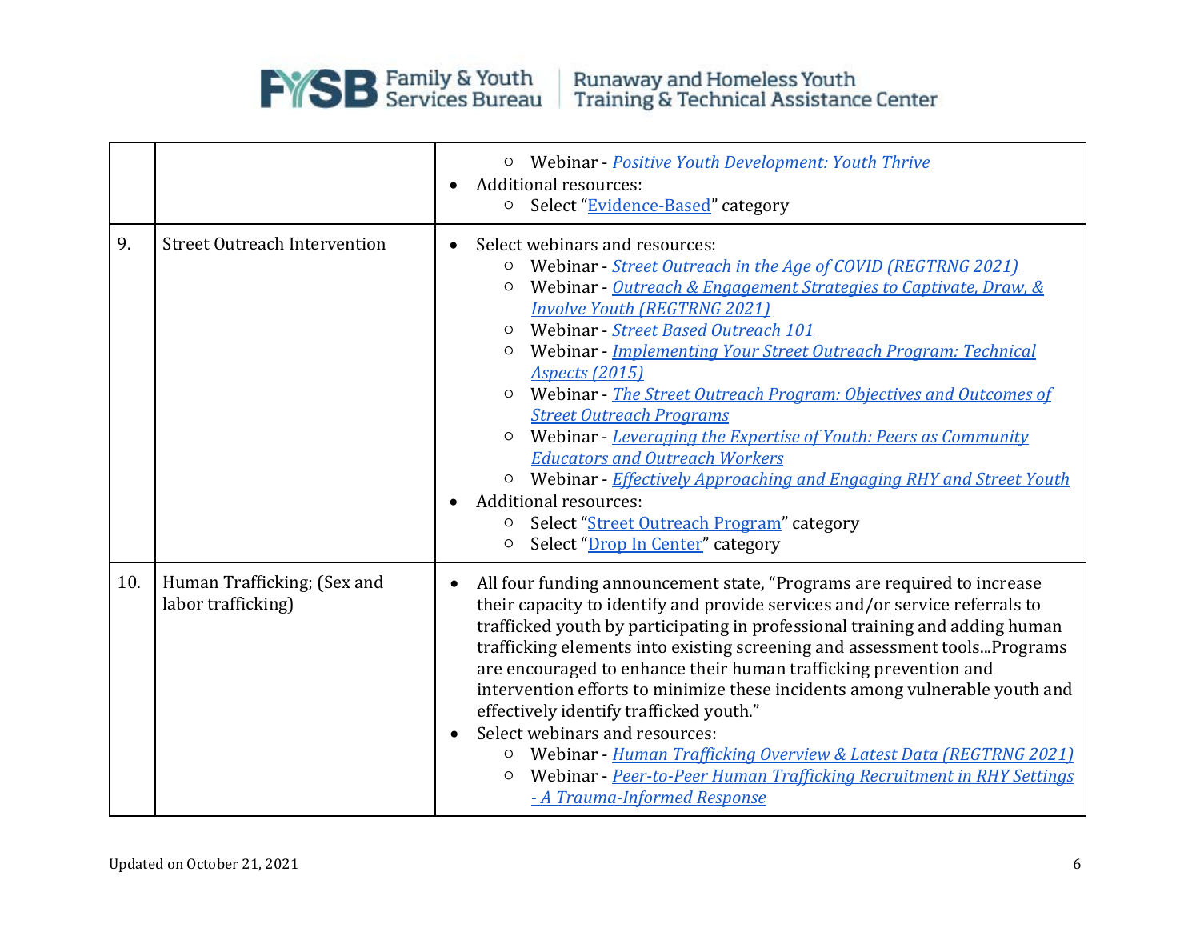| | | |
|---|---|---|
| | | ◦ Webinar - *Positive Youth Development: Youth Thrive*<br>• Additional resources:<br>◦ Select "Evidence-Based" category |
| 9. | Street Outreach Intervention | • Select webinars and resources:<br>◦ Webinar - *Street Outreach in the Age of COVID (REGTRNG 2021)*<br>◦ Webinar - *Outreach & Engagement Strategies to Captivate, Draw, & Involve Youth (REGTRNG 2021)*<br>◦ Webinar - *Street Based Outreach 101*<br>◦ Webinar - *Implementing Your Street Outreach Program: Technical Aspects (2015)*<br>◦ Webinar - *The Street Outreach Program: Objectives and Outcomes of Street Outreach Programs*<br>◦ Webinar - *Leveraging the Expertise of Youth: Peers as Community Educators and Outreach Workers*<br>◦ Webinar - *Effectively Approaching and Engaging RHY and Street Youth*<br>• Additional resources:<br>◦ Select "Street Outreach Program" category<br>◦ Select "Drop In Center" category |
| 10. | Human Trafficking; (Sex and labor trafficking) | • All four funding announcement state, "Programs are required to increase their capacity to identify and provide services and/or service referrals to trafficked youth by participating in professional training and adding human trafficking elements into existing screening and assessment tools...Programs are encouraged to enhance their human trafficking prevention and intervention efforts to minimize these incidents among vulnerable youth and effectively identify trafficked youth."<br>• Select webinars and resources:<br>◦ Webinar - *Human Trafficking Overview & Latest Data (REGTRNG 2021)*<br>◦ Webinar - *Peer-to-Peer Human Trafficking Recruitment in RHY Settings - A Trauma-Informed Response* |

Updated on October 21, 2021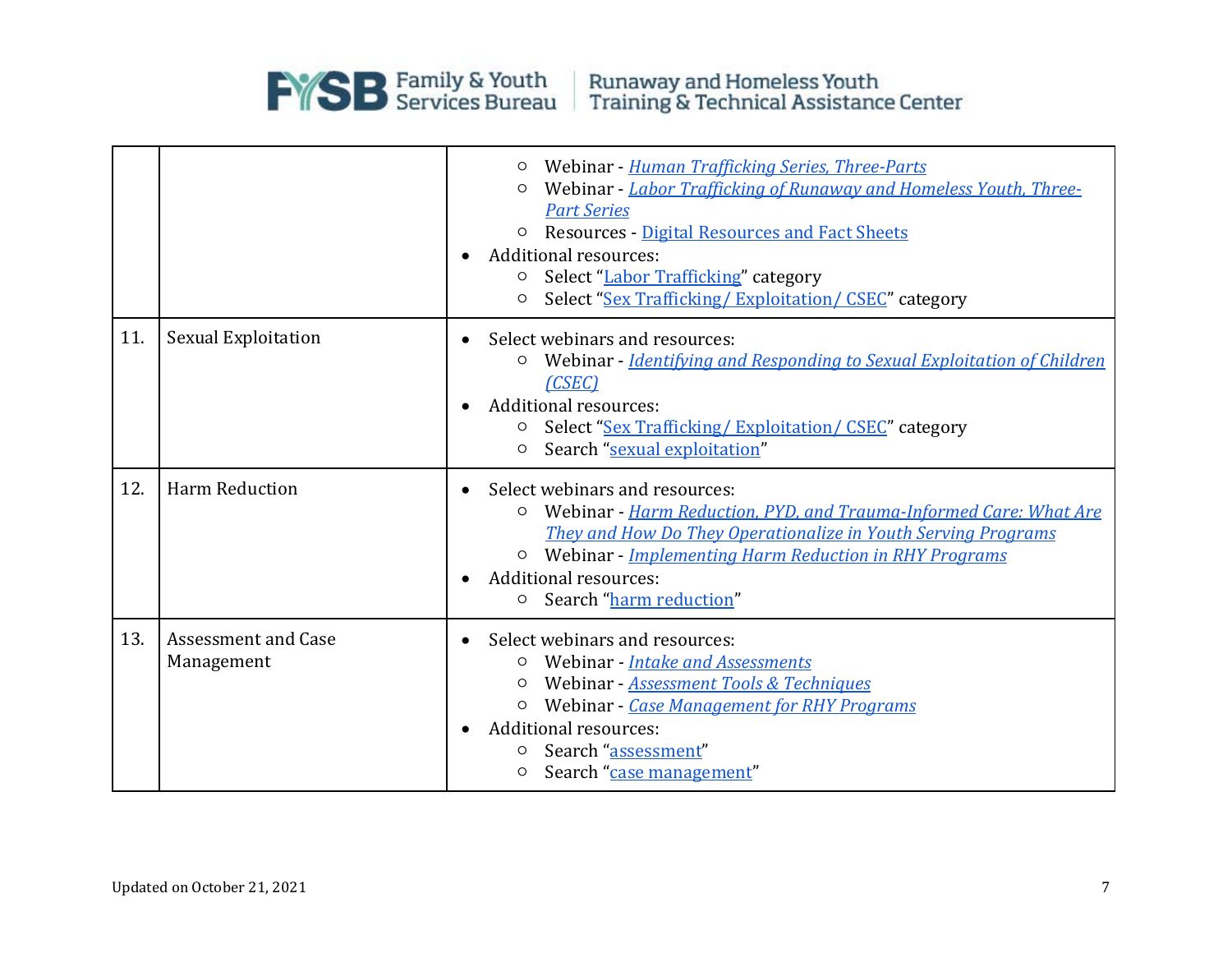| | | |
|---|---|---|
| | | ○ Webinar - *Human Trafficking Series, Three-Parts*<br>○ Webinar - *Labor Trafficking of Runaway and Homeless Youth, Three-Part Series*<br>○ Resources - Digital Resources and Fact Sheets<br>• Additional resources:<br>○ Select "Labor Trafficking" category<br>○ Select "Sex Trafficking/ Exploitation/ CSEC" category |
| 11. | Sexual Exploitation | • Select webinars and resources:<br>○ Webinar - *Identifying and Responding to Sexual Exploitation of Children (CSEC)*<br>• Additional resources:<br>○ Select "Sex Trafficking/ Exploitation/ CSEC" category<br>○ Search "sexual exploitation" |
| 12. | Harm Reduction | • Select webinars and resources:<br>○ Webinar - *Harm Reduction, PYD, and Trauma-Informed Care: What Are They and How Do They Operationalize in Youth Serving Programs*<br>○ Webinar - *Implementing Harm Reduction in RHY Programs*<br>• Additional resources:<br>○ Search "harm reduction" |
| 13. | Assessment and Case Management | • Select webinars and resources:<br>○ Webinar - *Intake and Assessments*<br>○ Webinar - *Assessment Tools & Techniques*<br>○ Webinar - *Case Management for RHY Programs*<br>• Additional resources:<br>○ Search "assessment"<br>○ Search "case management" |

Updated on October 21, 2021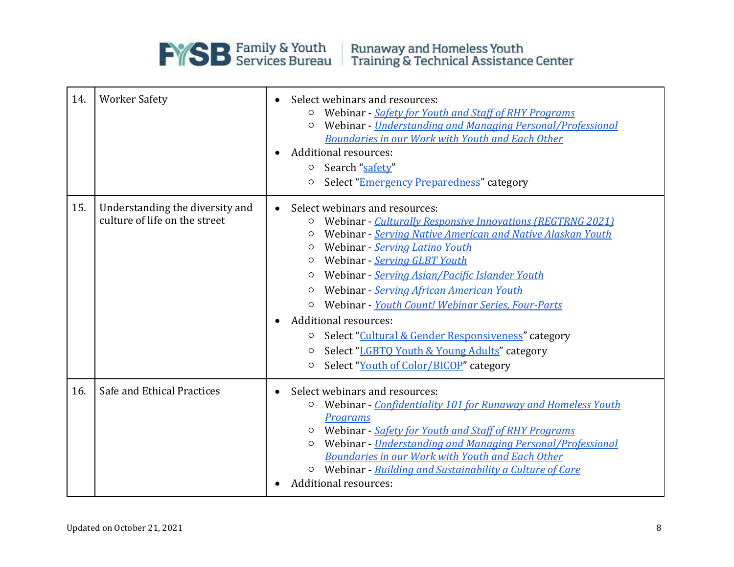| | | |
|---|---|---|
| 14. | Worker Safety | • Select webinars and resources:<br>  ○ Webinar - *Safety for Youth and Staff of RHY Programs*<br>  ○ Webinar - *Understanding and Managing Personal/Professional Boundaries in our Work with Youth and Each Other*<br>• Additional resources:<br>  ○ Search "safety"<br>  ○ Select "Emergency Preparedness" category |
| 15. | Understanding the diversity and culture of life on the street | • Select webinars and resources:<br>  ○ Webinar - *Culturally Responsive Innovations (REGTRNG 2021)*<br>  ○ Webinar - *Serving Native American and Native Alaskan Youth*<br>  ○ Webinar - *Serving Latino Youth*<br>  ○ Webinar - *Serving GLBT Youth*<br>  ○ Webinar - *Serving Asian/Pacific Islander Youth*<br>  ○ Webinar - *Serving African American Youth*<br>  ○ Webinar - *Youth Count! Webinar Series, Four-Parts*<br>• Additional resources:<br>  ○ Select "Cultural & Gender Responsiveness" category<br>  ○ Select "LGBTQ Youth & Young Adults" category<br>  ○ Select "Youth of Color/BICOP" category |
| 16. | Safe and Ethical Practices | • Select webinars and resources:<br>  ○ Webinar - *Confidentiality 101 for Runaway and Homeless Youth Programs*<br>  ○ Webinar - *Safety for Youth and Staff of RHY Programs*<br>  ○ Webinar - *Understanding and Managing Personal/Professional Boundaries in our Work with Youth and Each Other*<br>  ○ Webinar - *Building and Sustainability a Culture of Care*<br>• Additional resources: |

Updated on October 21, 2021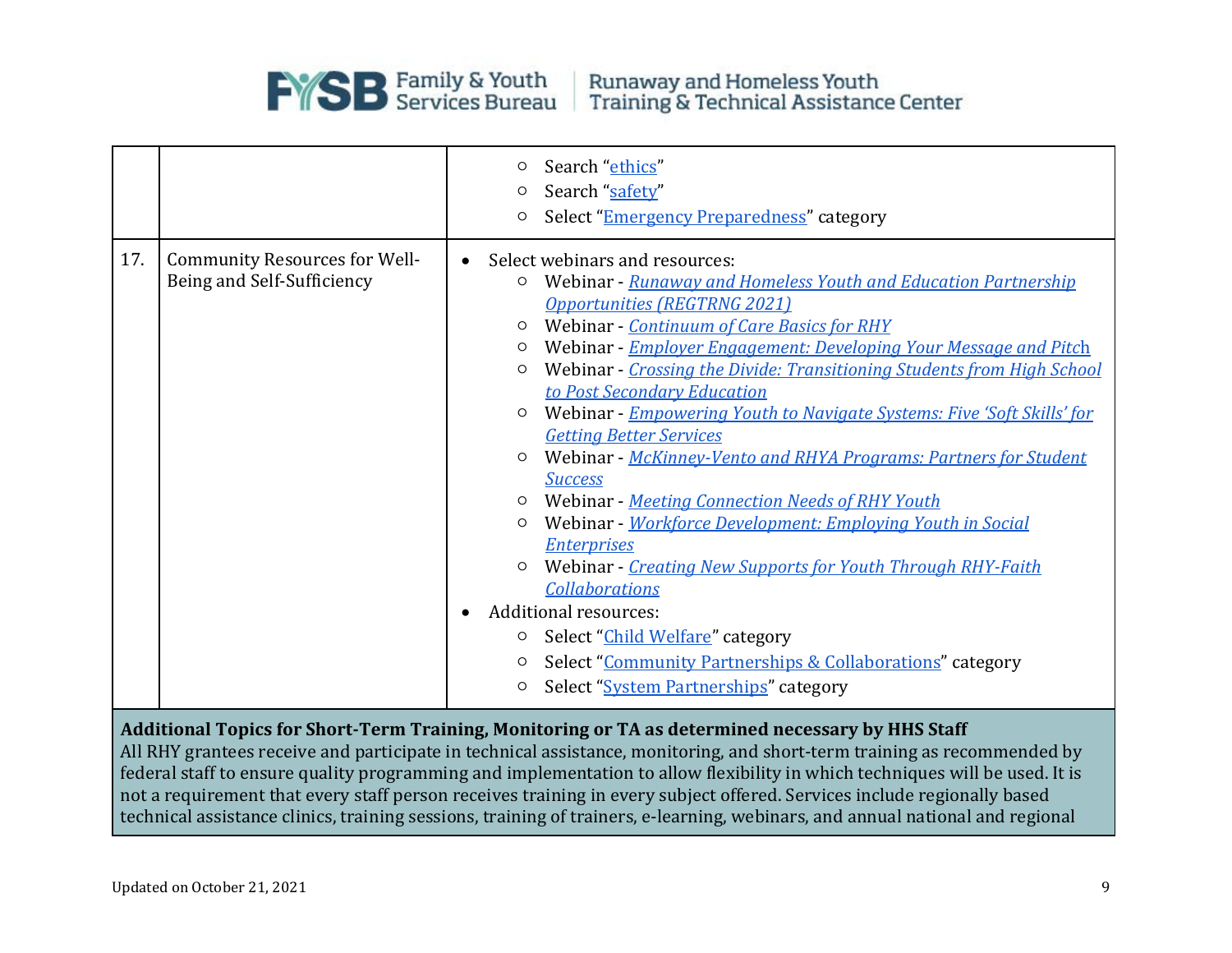| | | |
|---|---|---|
| | | ○ Search "ethics"<br>○ Search "safety"<br>○ Select "Emergency Preparedness" category |
| 17. | Community Resources for Well-Being and Self-Sufficiency | • Select webinars and resources:<br>○ Webinar - *Runaway and Homeless Youth and Education Partnership Opportunities (REGTRNG 2021)*<br>○ Webinar - *Continuum of Care Basics for RHY*<br>○ Webinar - *Employer Engagement: Developing Your Message and Pitch*<br>○ Webinar - *Crossing the Divide: Transitioning Students from High School to Post Secondary Education*<br>○ Webinar - *Empowering Youth to Navigate Systems: Five 'Soft Skills' for Getting Better Services*<br>○ Webinar - *McKinney-Vento and RHYA Programs: Partners for Student Success*<br>○ Webinar - *Meeting Connection Needs of RHY Youth*<br>○ Webinar - *Workforce Development: Employing Youth in Social Enterprises*<br>○ Webinar - *Creating New Supports for Youth Through RHY-Faith Collaborations*<br>• Additional resources:<br>○ Select "Child Welfare" category<br>○ Select "Community Partnerships & Collaborations" category<br>○ Select "System Partnerships" category |

**Additional Topics for Short-Term Training, Monitoring or TA as determined necessary by HHS Staff**

All RHY grantees receive and participate in technical assistance, monitoring, and short-term training as recommended by federal staff to ensure quality programming and implementation to allow flexibility in which techniques will be used. It is not a requirement that every staff person receives training in every subject offered. Services include regionally based technical assistance clinics, training sessions, training of trainers, e-learning, webinars, and annual national and regional

Updated on October 21, 2021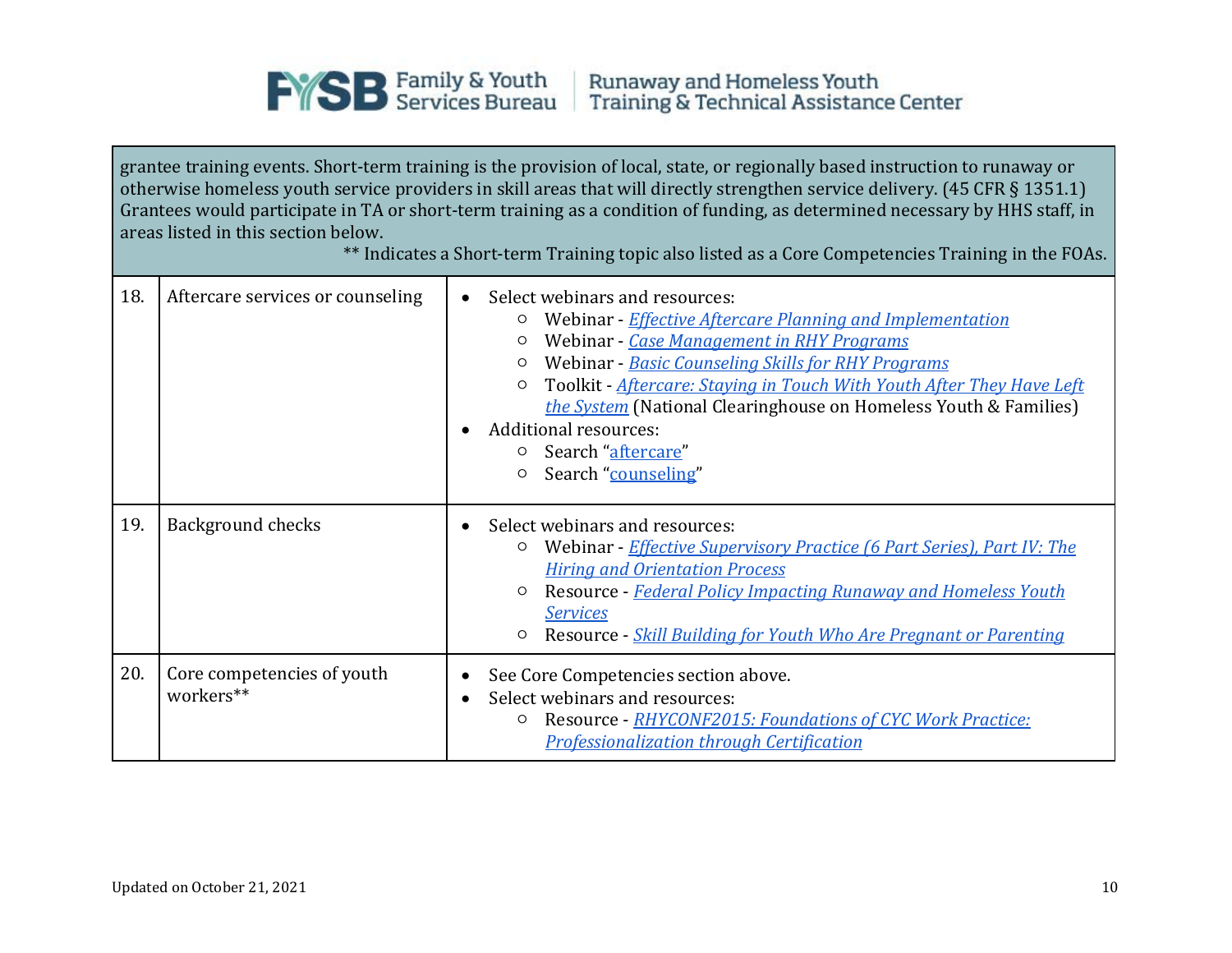grantee training events. Short-term training is the provision of local, state, or regionally based instruction to runaway or otherwise homeless youth service providers in skill areas that will directly strengthen service delivery. (45 CFR § 1351.1) Grantees would participate in TA or short-term training as a condition of funding, as determined necessary by HHS staff, in areas listed in this section below.

** Indicates a Short-term Training topic also listed as a Core Competencies Training in the FOAs.

| | | |
|---|---|---|
| 18. | Aftercare services or counseling | • Select webinars and resources:<br>○ Webinar - *Effective Aftercare Planning and Implementation*<br>○ Webinar - *Case Management in RHY Programs*<br>○ Webinar - *Basic Counseling Skills for RHY Programs*<br>○ Toolkit - *Aftercare: Staying in Touch With Youth After They Have Left the System* (National Clearinghouse on Homeless Youth & Families)<br>• Additional resources:<br>○ Search "aftercare"<br>○ Search "counseling" |
| 19. | Background checks | • Select webinars and resources:<br>○ Webinar - *Effective Supervisory Practice (6 Part Series), Part IV: The Hiring and Orientation Process*<br>○ Resource - *Federal Policy Impacting Runaway and Homeless Youth Services*<br>○ Resource - *Skill Building for Youth Who Are Pregnant or Parenting* |
| 20. | Core competencies of youth workers** | • See Core Competencies section above.<br>• Select webinars and resources:<br>○ Resource - *RHYCONF2015: Foundations of CYC Work Practice: Professionalization through Certification* |

Updated on October 21, 2021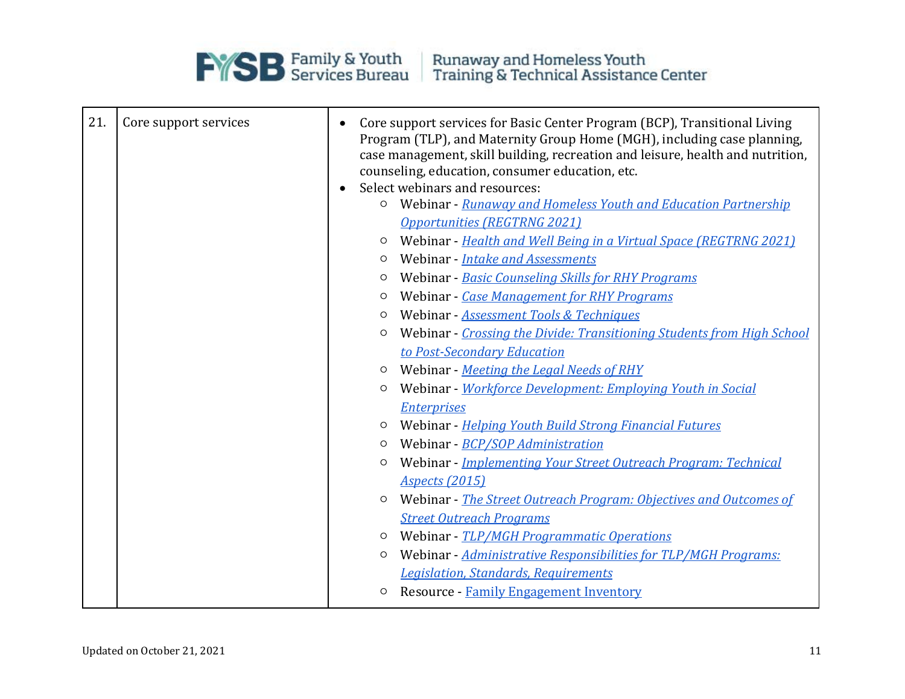| 21. | Core support services | <ul><li>Core support services for Basic Center Program (BCP), Transitional Living Program (TLP), and Maternity Group Home (MGH), including case planning, case management, skill building, recreation and leisure, health and nutrition, counseling, education, consumer education, etc.</li><li>Select webinars and resources:<ul><li>Webinar - *Runaway and Homeless Youth and Education Partnership Opportunities (REGTRNG 2021)*</li><li>Webinar - *Health and Well Being in a Virtual Space (REGTRNG 2021)*</li><li>Webinar - *Intake and Assessments*</li><li>Webinar - *Basic Counseling Skills for RHY Programs*</li><li>Webinar - *Case Management for RHY Programs*</li><li>Webinar - *Assessment Tools & Techniques*</li><li>Webinar - *Crossing the Divide: Transitioning Students from High School to Post-Secondary Education*</li><li>Webinar - *Meeting the Legal Needs of RHY*</li><li>Webinar - *Workforce Development: Employing Youth in Social Enterprises*</li><li>Webinar - *Helping Youth Build Strong Financial Futures*</li><li>Webinar - *BCP/SOP Administration*</li><li>Webinar - *Implementing Your Street Outreach Program: Technical Aspects (2015)*</li><li>Webinar - *The Street Outreach Program: Objectives and Outcomes of Street Outreach Programs*</li><li>Webinar - *TLP/MGH Programmatic Operations*</li><li>Webinar - *Administrative Responsibilities for TLP/MGH Programs: Legislation, Standards, Requirements*</li><li>Resource - Family Engagement Inventory</li></ul></li></ul> |
|---|---|---|

Updated on October 21, 2021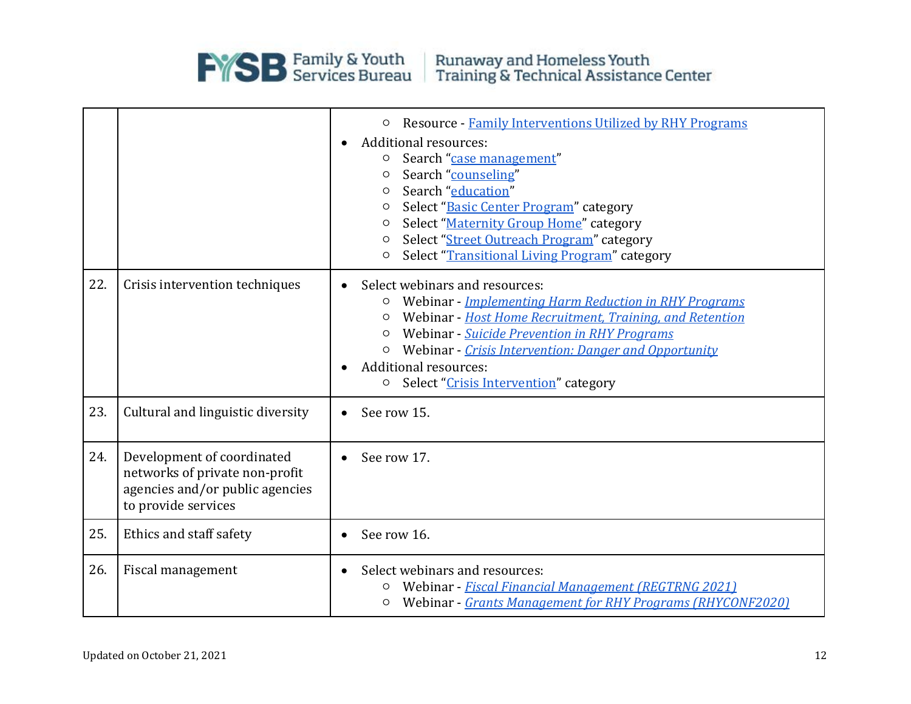| | | |
|---|---|---|
| | | ○ Resource - Family Interventions Utilized by RHY Programs<br>• Additional resources:<br>○ Search "case management"<br>○ Search "counseling"<br>○ Search "education"<br>○ Select "Basic Center Program" category<br>○ Select "Maternity Group Home" category<br>○ Select "Street Outreach Program" category<br>○ Select "Transitional Living Program" category |
| 22. | Crisis intervention techniques | • Select webinars and resources:<br>○ Webinar - *Implementing Harm Reduction in RHY Programs*<br>○ Webinar - *Host Home Recruitment, Training, and Retention*<br>○ Webinar - *Suicide Prevention in RHY Programs*<br>○ Webinar - *Crisis Intervention: Danger and Opportunity*<br>• Additional resources:<br>○ Select "Crisis Intervention" category |
| 23. | Cultural and linguistic diversity | • See row 15. |
| 24. | Development of coordinated networks of private non-profit agencies and/or public agencies to provide services | • See row 17. |
| 25. | Ethics and staff safety | • See row 16. |
| 26. | Fiscal management | • Select webinars and resources:<br>○ Webinar - *Fiscal Financial Management (REGTRNG 2021)*<br>○ Webinar - *Grants Management for RHY Programs (RHYCONF2020)* |

Updated on October 21, 2021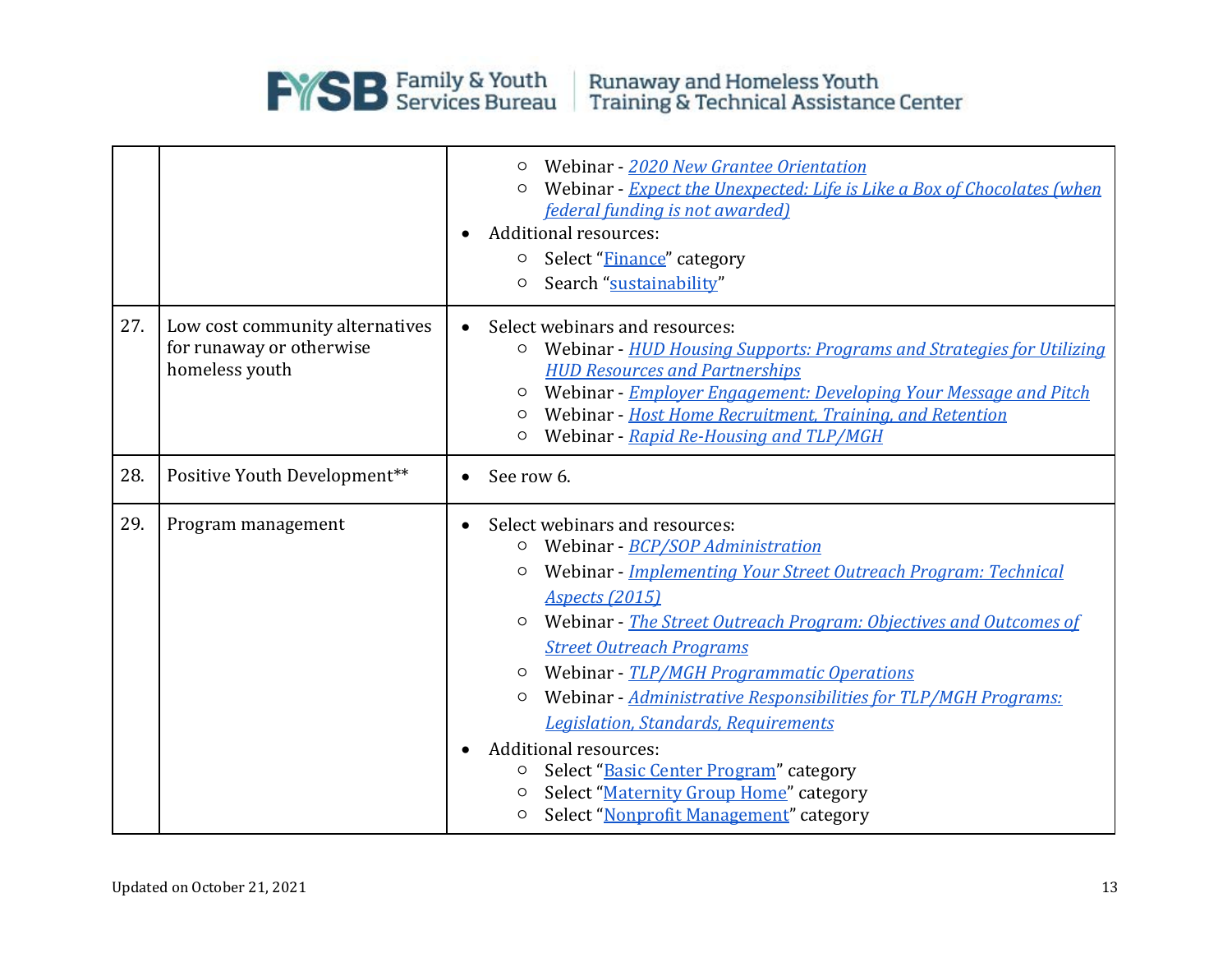| | | |
|---|---|---|
| | | ◦ Webinar - *2020 New Grantee Orientation*<br>◦ Webinar - *Expect the Unexpected: Life is Like a Box of Chocolates (when federal funding is not awarded)*<br>• Additional resources:<br>◦ Select "Finance" category<br>◦ Search "sustainability" |
| 27. | Low cost community alternatives for runaway or otherwise homeless youth | • Select webinars and resources:<br>◦ Webinar - *HUD Housing Supports: Programs and Strategies for Utilizing HUD Resources and Partnerships*<br>◦ Webinar - *Employer Engagement: Developing Your Message and Pitch*<br>◦ Webinar - *Host Home Recruitment, Training, and Retention*<br>◦ Webinar - *Rapid Re-Housing and TLP/MGH* |
| 28. | Positive Youth Development** | • See row 6. |
| 29. | Program management | • Select webinars and resources:<br>◦ Webinar - *BCP/SOP Administration*<br>◦ Webinar - *Implementing Your Street Outreach Program: Technical Aspects (2015)*<br>◦ Webinar - *The Street Outreach Program: Objectives and Outcomes of Street Outreach Programs*<br>◦ Webinar - *TLP/MGH Programmatic Operations*<br>◦ Webinar - *Administrative Responsibilities for TLP/MGH Programs: Legislation, Standards, Requirements*<br>• Additional resources:<br>◦ Select "Basic Center Program" category<br>◦ Select "Maternity Group Home" category<br>◦ Select "Nonprofit Management" category |

Updated on October 21, 2021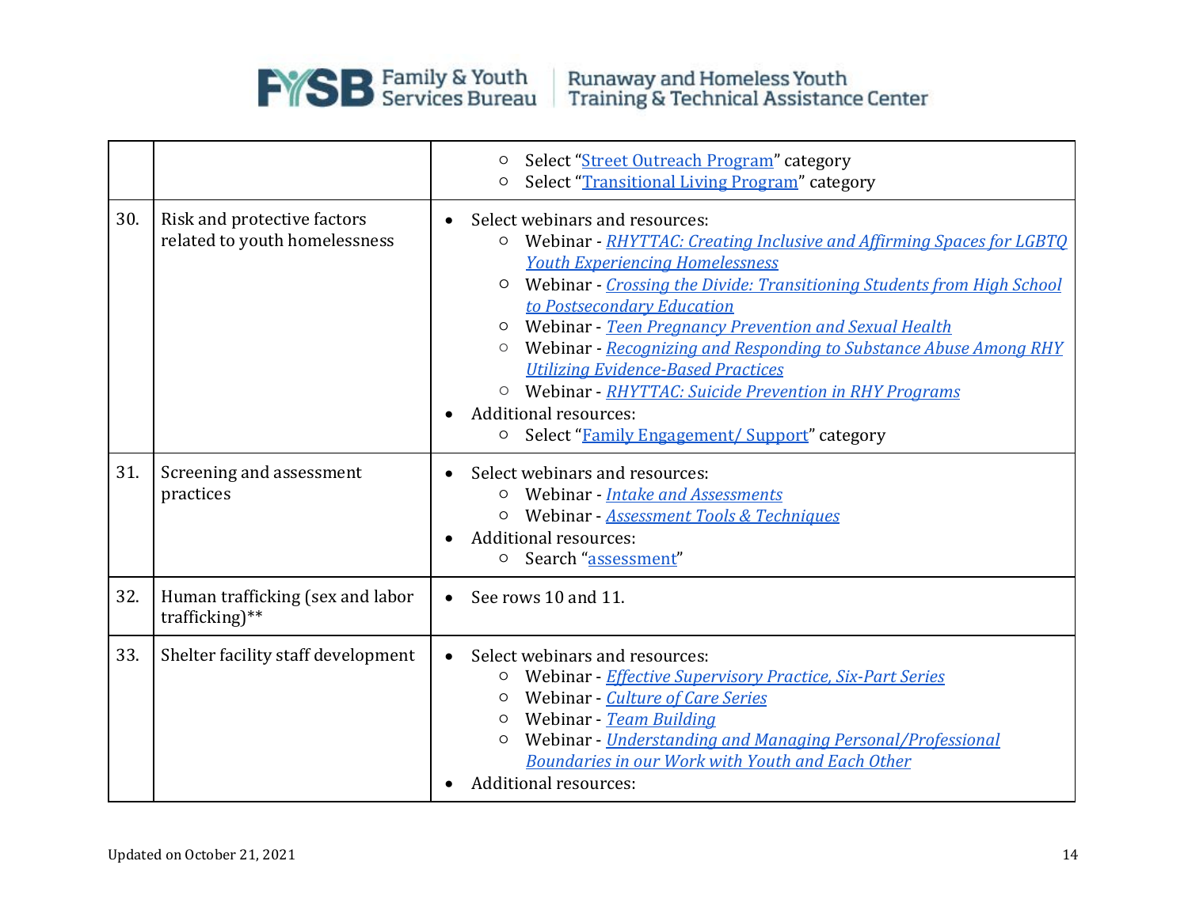| | | |
|---|---|---|
| | | ○ Select "Street Outreach Program" category<br>○ Select "Transitional Living Program" category |
| 30. | Risk and protective factors related to youth homelessness | • Select webinars and resources:<br>○ Webinar - *RHYTTAC: Creating Inclusive and Affirming Spaces for LGBTQ Youth Experiencing Homelessness*<br>○ Webinar - *Crossing the Divide: Transitioning Students from High School to Postsecondary Education*<br>○ Webinar - *Teen Pregnancy Prevention and Sexual Health*<br>○ Webinar - *Recognizing and Responding to Substance Abuse Among RHY Utilizing Evidence-Based Practices*<br>○ Webinar - *RHYTTAC: Suicide Prevention in RHY Programs*<br>• Additional resources:<br>○ Select "Family Engagement/ Support" category |
| 31. | Screening and assessment practices | • Select webinars and resources:<br>○ Webinar - *Intake and Assessments*<br>○ Webinar - *Assessment Tools & Techniques*<br>• Additional resources:<br>○ Search "assessment" |
| 32. | Human trafficking (sex and labor trafficking)** | • See rows 10 and 11. |
| 33. | Shelter facility staff development | • Select webinars and resources:<br>○ Webinar - *Effective Supervisory Practice, Six-Part Series*<br>○ Webinar - *Culture of Care Series*<br>○ Webinar - *Team Building*<br>○ Webinar - *Understanding and Managing Personal/Professional Boundaries in our Work with Youth and Each Other*<br>• Additional resources: |

Updated on October 21, 2021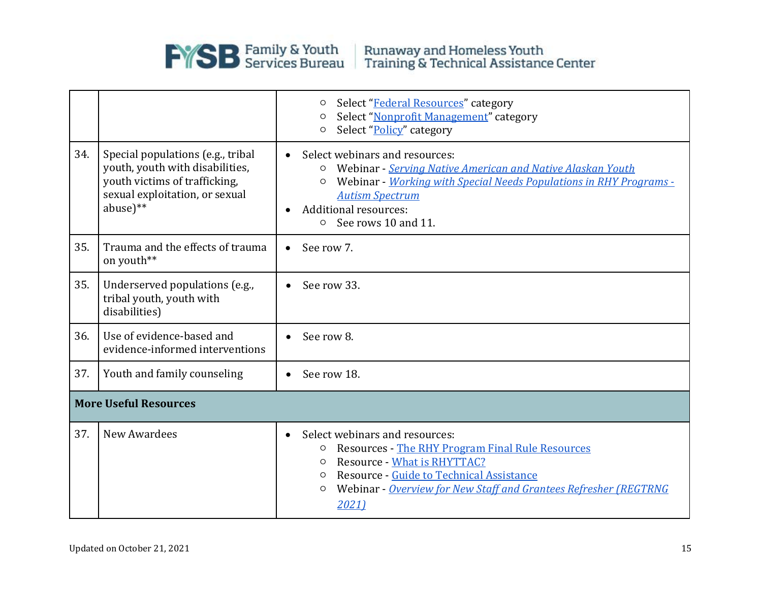| | | |
|---|---|---|
| | | ○ Select "Federal Resources" category<br>○ Select "Nonprofit Management" category<br>○ Select "Policy" category |
| 34. | Special populations (e.g., tribal youth, youth with disabilities, youth victims of trafficking, sexual exploitation, or sexual abuse)** | • Select webinars and resources:<br>○ Webinar - *Serving Native American and Native Alaskan Youth*<br>○ Webinar - *Working with Special Needs Populations in RHY Programs - Autism Spectrum*<br>• Additional resources:<br>○ See rows 10 and 11. |
| 35. | Trauma and the effects of trauma on youth** | • See row 7. |
| 35. | Underserved populations (e.g., tribal youth, youth with disabilities) | • See row 33. |
| 36. | Use of evidence-based and evidence-informed interventions | • See row 8. |
| 37. | Youth and family counseling | • See row 18. |
| **More Useful Resources** | | |
| 37. | New Awardees | • Select webinars and resources:<br>○ Resources - The RHY Program Final Rule Resources<br>○ Resource - What is RHYTTAC?<br>○ Resource - Guide to Technical Assistance<br>○ Webinar - *Overview for New Staff and Grantees Refresher (REGTRNG 2021)* |

Updated on October 21, 2021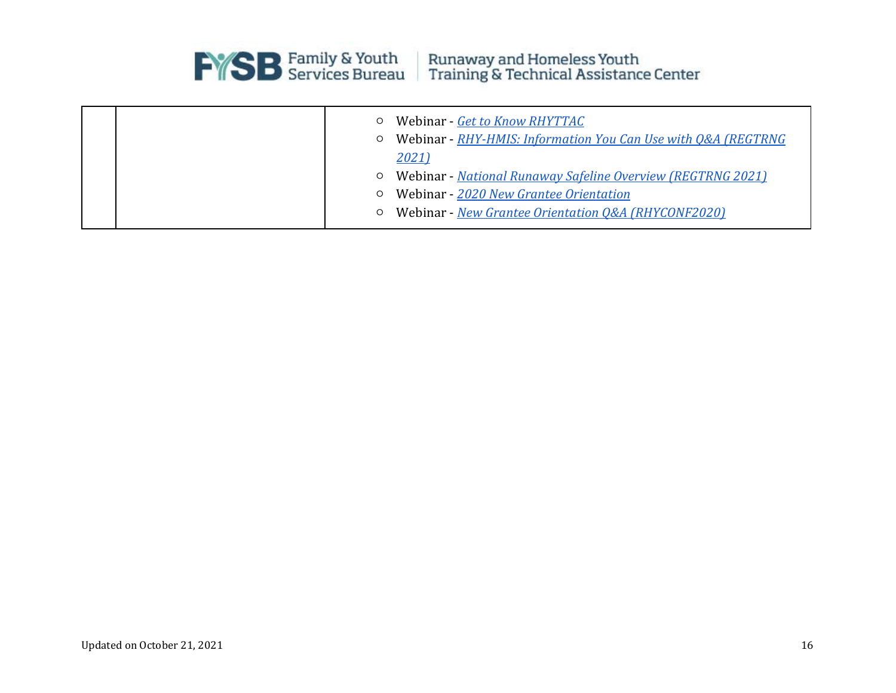| | | |
|---|---|---|
| | | <ul><li>Webinar - *Get to Know RHYTTAC*</li><li>Webinar - *RHY-HMIS: Information You Can Use with Q&A (REGTRNG 2021)*</li><li>Webinar - *National Runaway Safeline Overview (REGTRNG 2021)*</li><li>Webinar - *2020 New Grantee Orientation*</li><li>Webinar - *New Grantee Orientation Q&A (RHYCONF2020)*</li></ul> |

Updated on October 21, 2021